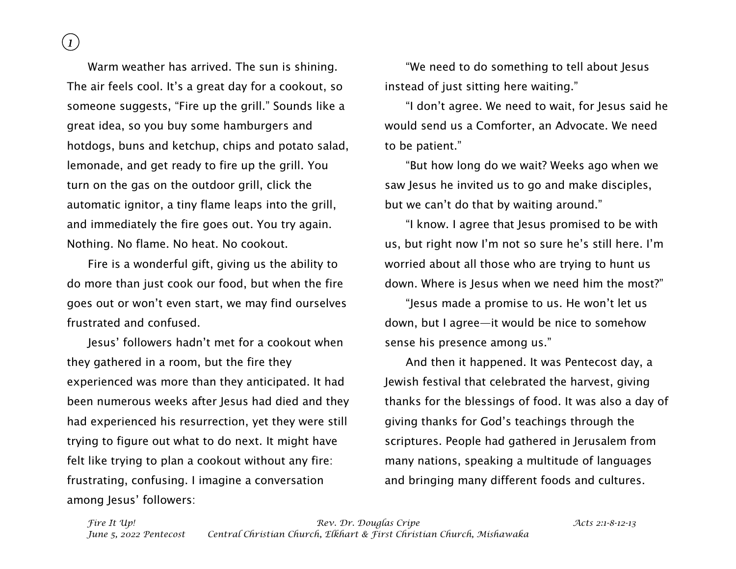Warm weather has arrived. The sun is shining. The air feels cool. It's a great day for a cookout, so someone suggests, "Fire up the grill." Sounds like a great idea, so you buy some hamburgers and hotdogs, buns and ketchup, chips and potato salad, lemonade, and get ready to fire up the grill. You turn on the gas on the outdoor grill, click the automatic ignitor, a tiny flame leaps into the grill, and immediately the fire goes out. You try again. Nothing. No flame. No heat. No cookout.

Fire is a wonderful gift, giving us the ability to do more than just cook our food, but when the fire goes out or won't even start, we may find ourselves frustrated and confused.

Jesus' followers hadn't met for a cookout when they gathered in a room, but the fire they experienced was more than they anticipated. It had been numerous weeks after Jesus had died and they had experienced his resurrection, yet they were still trying to figure out what to do next. It might have felt like trying to plan a cookout without any fire: frustrating, confusing. I imagine a conversation among Jesus' followers:

"We need to do something to tell about Jesus instead of just sitting here waiting."

"I don't agree. We need to wait, for Jesus said he would send us a Comforter, an Advocate. We need to be patient."

"But how long do we wait? Weeks ago when we saw Jesus he invited us to go and make disciples, but we can't do that by waiting around."

"I know. I agree that Jesus promised to be with us, but right now I'm not so sure he's still here. I'm worried about all those who are trying to hunt us down. Where is Jesus when we need him the most?"

"Jesus made a promise to us. He won't let us down, but I agree—it would be nice to somehow sense his presence among us."

And then it happened. It was Pentecost day, a Jewish festival that celebrated the harvest, giving thanks for the blessings of food. It was also a day of giving thanks for God's teachings through the scriptures. People had gathered in Jerusalem from many nations, speaking a multitude of languages and bringing many different foods and cultures.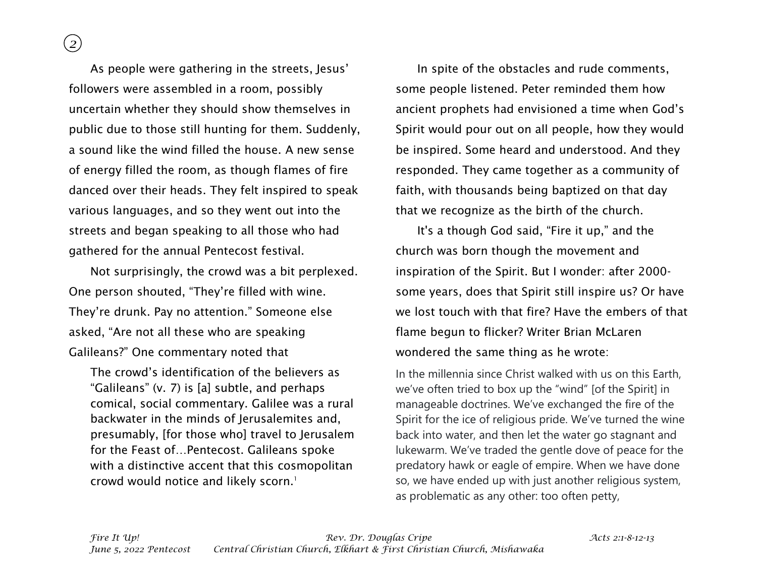As people were gathering in the streets, Jesus' followers were assembled in a room, possibly uncertain whether they should show themselves in public due to those still hunting for them. Suddenly, a sound like the wind filled the house. A new sense of energy filled the room, as though flames of fire danced over their heads. They felt inspired to speak various languages, and so they went out into the streets and began speaking to all those who had gathered for the annual Pentecost festival.

Not surprisingly, the crowd was a bit perplexed. One person shouted, "They're filled with wine. They're drunk. Pay no attention." Someone else asked, "Are not all these who are speaking Galileans?" One commentary noted that

> The crowd's identification of the believers as "Galileans" (v. 7) is [a] subtle, and perhaps comical, social commentary. Galilee was a rural backwater in the minds of Jerusalemites and, presumably, [for those who] travel to Jerusalem for the Feast of…Pentecost. Galileans spoke with a distinctive accent that this cosmopolitan crowd would notice and likely scorn.[1]

In spite of the obstacles and rude comments, some people listened. Peter reminded them how ancient prophets had envisioned a time when God's Spirit would pour out on all people, how they would be inspired. Some heard and understood. And they responded. They came together as a community of faith, with thousands being baptized on that day that we recognize as the birth of the church.

It's a though God said, "Fire it up," and the church was born though the movement and inspiration of the Spirit. But I wonder: after 2000-some years, does that Spirit still inspire us? Or have we lost touch with that fire? Have the embers of that flame begun to flicker? Writer Brian McLaren wondered the same thing as he wrote:

> In the millennia since Christ walked with us on this Earth, we've often tried to box up the "wind" [of the Spirit] in manageable doctrines. We've exchanged the fire of the Spirit for the ice of religious pride. We've turned the wine back into water, and then let the water go stagnant and lukewarm. We've traded the gentle dove of peace for the predatory hawk or eagle of empire. When we have done so, we have ended up with just another religious system, as problematic as any other: too often petty,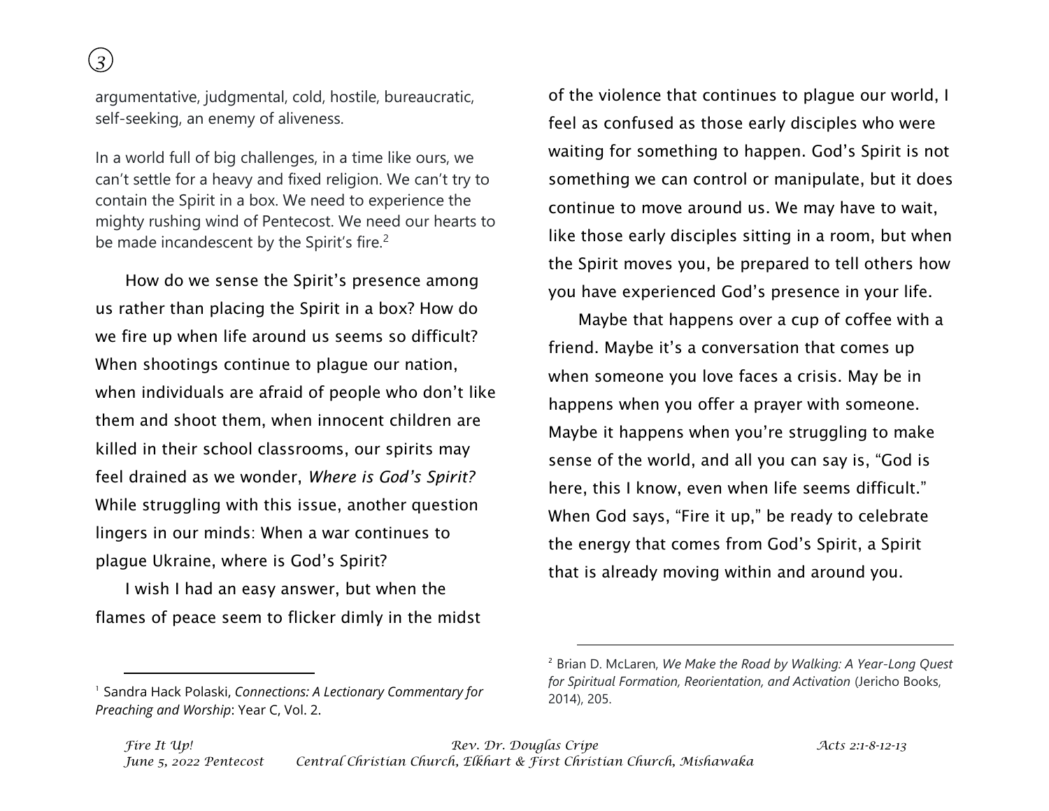argumentative, judgmental, cold, hostile, bureaucratic, self-seeking, an enemy of aliveness.

In a world full of big challenges, in a time like ours, we can't settle for a heavy and fixed religion. We can't try to contain the Spirit in a box. We need to experience the mighty rushing wind of Pentecost. We need our hearts to be made incandescent by the Spirit's fire.[2]

How do we sense the Spirit's presence among us rather than placing the Spirit in a box? How do we fire up when life around us seems so difficult? When shootings continue to plague our nation, when individuals are afraid of people who don't like them and shoot them, when innocent children are killed in their school classrooms, our spirits may feel drained as we wonder, *Where is God's Spirit?* While struggling with this issue, another question lingers in our minds: When a war continues to plague Ukraine, where is God's Spirit?

I wish I had an easy answer, but when the flames of peace seem to flicker dimly in the midst of the violence that continues to plague our world, I feel as confused as those early disciples who were waiting for something to happen. God's Spirit is not something we can control or manipulate, but it does continue to move around us. We may have to wait, like those early disciples sitting in a room, but when the Spirit moves you, be prepared to tell others how you have experienced God's presence in your life.

Maybe that happens over a cup of coffee with a friend. Maybe it's a conversation that comes up when someone you love faces a crisis. May be in happens when you offer a prayer with someone. Maybe it happens when you're struggling to make sense of the world, and all you can say is, "God is here, this I know, even when life seems difficult." When God says, "Fire it up," be ready to celebrate the energy that comes from God's Spirit, a Spirit that is already moving within and around you.

---

[1] Sandra Hack Polaski, *Connections: A Lectionary Commentary for Preaching and Worship*: Year C, Vol. 2.

[2] Brian D. McLaren, *We Make the Road by Walking: A Year-Long Quest for Spiritual Formation, Reorientation, and Activation* (Jericho Books, 2014), 205.